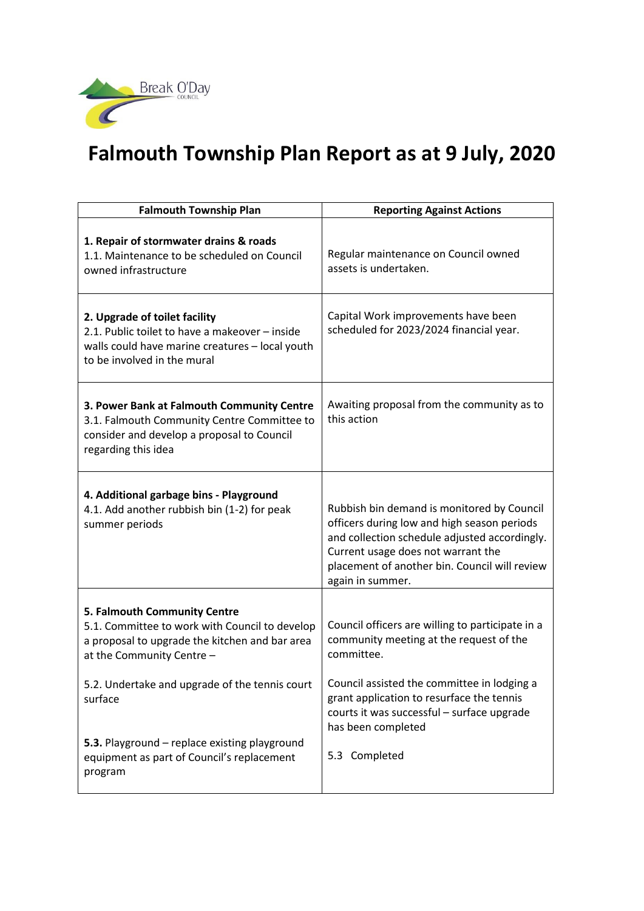# Falmouth Township Plan Report as at 9 July, 2020

| Falmouth Township Plan | Reporting Against Actions |
|---|---|
| **1. Repair of stormwater drains & roads**<br>1.1. Maintenance to be scheduled on Council owned infrastructure | Regular maintenance on Council owned assets is undertaken. |
| **2. Upgrade of toilet facility**<br>2.1. Public toilet to have a makeover – inside walls could have marine creatures – local youth to be involved in the mural | Capital Work improvements have been scheduled for 2023/2024 financial year. |
| **3. Power Bank at Falmouth Community Centre**<br>3.1. Falmouth Community Centre Committee to consider and develop a proposal to Council regarding this idea | Awaiting proposal from the community as to this action |
| **4. Additional garbage bins - Playground**<br>4.1. Add another rubbish bin (1-2) for peak summer periods | Rubbish bin demand is monitored by Council officers during low and high season periods and collection schedule adjusted accordingly. Current usage does not warrant the placement of another bin. Council will review again in summer. |
| **5. Falmouth Community Centre**<br>5.1. Committee to work with Council to develop a proposal to upgrade the kitchen and bar area at the Community Centre –<br><br>5.2. Undertake and upgrade of the tennis court surface<br><br>**5.3.** Playground – replace existing playground equipment as part of Council's replacement program | Council officers are willing to participate in a community meeting at the request of the committee.<br><br>Council assisted the committee in lodging a grant application to resurface the tennis courts it was successful – surface upgrade has been completed<br><br>5.3 Completed |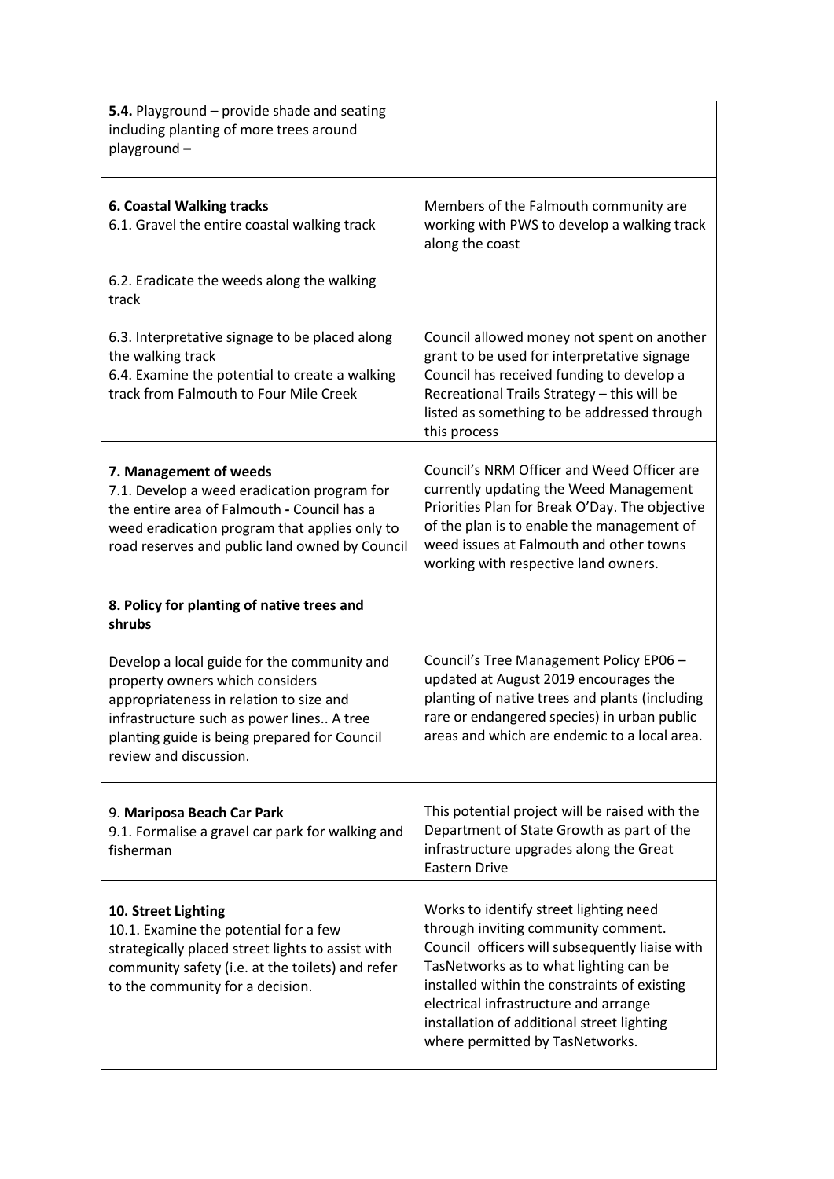| | |
|---|---|
| **5.4.** Playground – provide shade and seating including planting of more trees around playground **–** | |
| **6. Coastal Walking tracks**<br>6.1. Gravel the entire coastal walking track<br><br>6.2. Eradicate the weeds along the walking track<br><br>6.3. Interpretative signage to be placed along the walking track<br>6.4. Examine the potential to create a walking track from Falmouth to Four Mile Creek | Members of the Falmouth community are working with PWS to develop a walking track along the coast<br><br>Council allowed money not spent on another grant to be used for interpretative signage Council has received funding to develop a Recreational Trails Strategy – this will be listed as something to be addressed through this process |
| **7. Management of weeds**<br>7.1. Develop a weed eradication program for the entire area of Falmouth **-** Council has a weed eradication program that applies only to road reserves and public land owned by Council | Council's NRM Officer and Weed Officer are currently updating the Weed Management Priorities Plan for Break O'Day. The objective of the plan is to enable the management of weed issues at Falmouth and other towns working with respective land owners. |
| **8. Policy for planting of native trees and shrubs**<br><br>Develop a local guide for the community and property owners which considers appropriateness in relation to size and infrastructure such as power lines.. A tree planting guide is being prepared for Council review and discussion. | Council's Tree Management Policy EP06 – updated at August 2019 encourages the planting of native trees and plants (including rare or endangered species) in urban public areas and which are endemic to a local area. |
| 9. **Mariposa Beach Car Park**<br>9.1. Formalise a gravel car park for walking and fisherman | This potential project will be raised with the Department of State Growth as part of the infrastructure upgrades along the Great Eastern Drive |
| **10. Street Lighting**<br>10.1. Examine the potential for a few strategically placed street lights to assist with community safety (i.e. at the toilets) and refer to the community for a decision. | Works to identify street lighting need through inviting community comment. Council officers will subsequently liaise with TasNetworks as to what lighting can be installed within the constraints of existing electrical infrastructure and arrange installation of additional street lighting where permitted by TasNetworks. |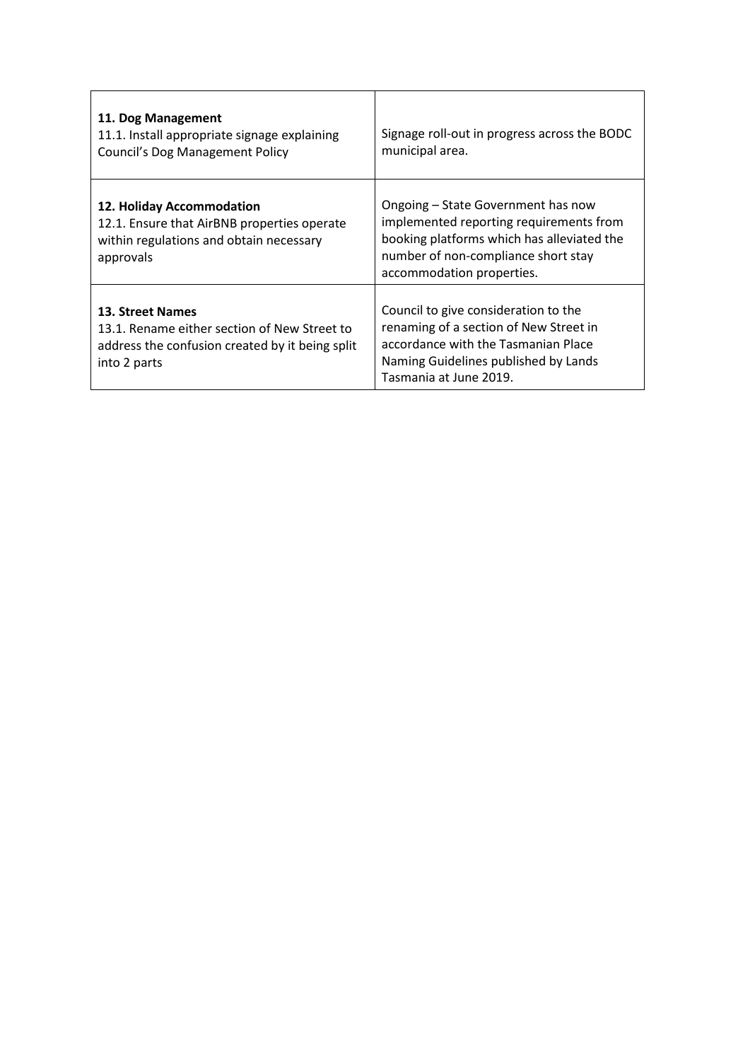| | |
|---|---|
| **11. Dog Management**<br>11.1. Install appropriate signage explaining Council's Dog Management Policy | Signage roll-out in progress across the BODC municipal area. |
| **12. Holiday Accommodation**<br>12.1. Ensure that AirBNB properties operate within regulations and obtain necessary approvals | Ongoing – State Government has now implemented reporting requirements from booking platforms which has alleviated the number of non-compliance short stay accommodation properties. |
| **13. Street Names**<br>13.1. Rename either section of New Street to address the confusion created by it being split into 2 parts | Council to give consideration to the renaming of a section of New Street in accordance with the Tasmanian Place Naming Guidelines published by Lands Tasmania at June 2019. |